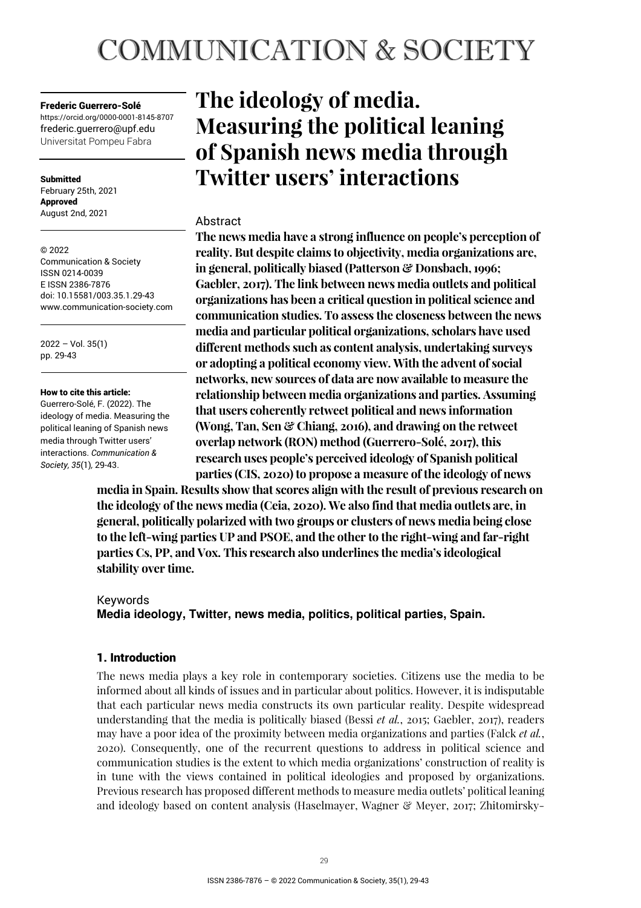# The ideology of media. Measuring the political leaning of Spanish news media through Twitter users' interactions

**Frederic Guerrero-Solé**
https://orcid.org/0000-0001-8145-8707
frederic.guerrero@upf.edu
Universitat Pompeu Fabra

**Submitted**
February 25th, 2021
**Approved**
August 2nd, 2021

© 2022
Communication & Society
ISSN 0214-0039
E ISSN 2386-7876
doi: 10.15581/003.35.1.29-43
www.communication-society.com

2022 – Vol. 35(1)
pp. 29-43

**How to cite this article:**
Guerrero-Solé, F. (2022). The ideology of media. Measuring the political leaning of Spanish news media through Twitter users' interactions. *Communication & Society, 35*(1), 29-43.

## Abstract

**The news media have a strong influence on people's perception of reality. But despite claims to objectivity, media organizations are, in general, politically biased (Patterson & Donsbach, 1996; Gaebler, 2017). The link between news media outlets and political organizations has been a critical question in political science and communication studies. To assess the closeness between the news media and particular political organizations, scholars have used different methods such as content analysis, undertaking surveys or adopting a political economy view. With the advent of social networks, new sources of data are now available to measure the relationship between media organizations and parties. Assuming that users coherently retweet political and news information (Wong, Tan, Sen & Chiang, 2016), and drawing on the retweet overlap network (RON) method (Guerrero-Solé, 2017), this research uses people's perceived ideology of Spanish political parties (CIS, 2020) to propose a measure of the ideology of news media in Spain. Results show that scores align with the result of previous research on the ideology of the news media (Ceia, 2020). We also find that media outlets are, in general, politically polarized with two groups or clusters of news media being close to the left-wing parties UP and PSOE, and the other to the right-wing and far-right parties Cs, PP, and Vox. This research also underlines the media's ideological stability over time.**

## Keywords

**Media ideology, Twitter, news media, politics, political parties, Spain.**

## 1. Introduction

The news media plays a key role in contemporary societies. Citizens use the media to be informed about all kinds of issues and in particular about politics. However, it is indisputable that each particular news media constructs its own particular reality. Despite widespread understanding that the media is politically biased (Bessi *et al.*, 2015; Gaebler, 2017), readers may have a poor idea of the proximity between media organizations and parties (Falck *et al.*, 2020). Consequently, one of the recurrent questions to address in political science and communication studies is the extent to which media organizations' construction of reality is in tune with the views contained in political ideologies and proposed by organizations. Previous research has proposed different methods to measure media outlets' political leaning and ideology based on content analysis (Haselmayer, Wagner & Meyer, 2017; Zhitomirsky-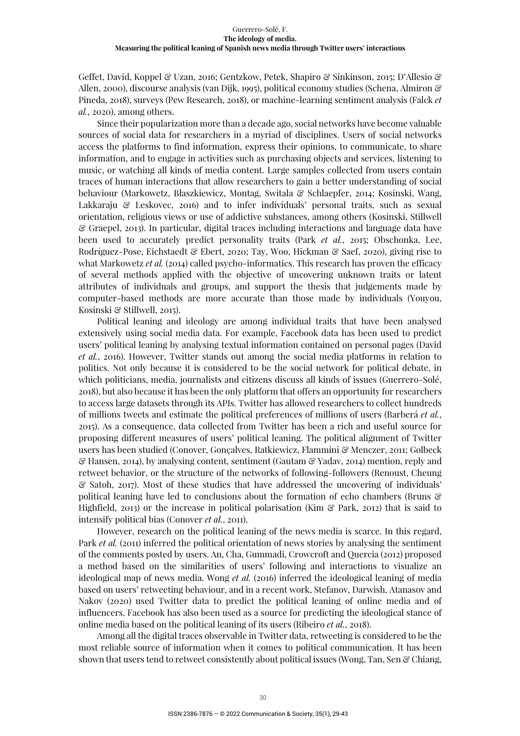Geffet, David, Koppel & Uzan, 2016; Gentzkow, Petek, Shapiro & Sinkinson, 2015; D'Allesio & Allen, 2000), discourse analysis (van Dijk, 1995), political economy studies (Schena, Almiron & Pineda, 2018), surveys (Pew Research, 2018), or machine-learning sentiment analysis (Falck *et al.*, 2020), among others.

Since their popularization more than a decade ago, social networks have become valuable sources of social data for researchers in a myriad of disciplines. Users of social networks access the platforms to find information, express their opinions, to communicate, to share information, and to engage in activities such as purchasing objects and services, listening to music, or watching all kinds of media content. Large samples collected from users contain traces of human interactions that allow researchers to gain a better understanding of social behaviour (Markowetz, Błaszkiewicz, Montag, Switala & Schlaepfer, 2014; Kosinski, Wang, Lakkaraju & Leskovec, 2016) and to infer individuals' personal traits, such as sexual orientation, religious views or use of addictive substances, among others (Kosinski, Stillwell & Graepel, 2013). In particular, digital traces including interactions and language data have been used to accurately predict personality traits (Park *et al.*, 2015; Obschonka, Lee, Rodríguez-Pose, Eichstaedt & Ebert, 2020; Tay, Woo, Hickman & Saef, 2020), giving rise to what Markowetz *et al.* (2014) called psycho-informatics. This research has proven the efficacy of several methods applied with the objective of uncovering unknown traits or latent attributes of individuals and groups, and support the thesis that judgements made by computer-based methods are more accurate than those made by individuals (Youyou, Kosinski & Stillwell, 2015).

Political leaning and ideology are among individual traits that have been analysed extensively using social media data. For example, Facebook data has been used to predict users' political leaning by analysing textual information contained on personal pages (David *et al.*, 2016). However, Twitter stands out among the social media platforms in relation to politics. Not only because it is considered to be the social network for political debate, in which politicians, media, journalists and citizens discuss all kinds of issues (Guerrero-Solé, 2018), but also because it has been the only platform that offers an opportunity for researchers to access large datasets through its APIs. Twitter has allowed researchers to collect hundreds of millions tweets and estimate the political preferences of millions of users (Barberá *et al.*, 2015). As a consequence, data collected from Twitter has been a rich and useful source for proposing different measures of users' political leaning. The political alignment of Twitter users has been studied (Conover, Gonçalves, Ratkiewicz, Flammini & Menczer, 2011; Golbeck & Hansen, 2014), by analysing content, sentiment (Gautam & Yadav, 2014) mention, reply and retweet behavior, or the structure of the networks of following-followers (Renoust, Cheung & Satoh, 2017). Most of these studies that have addressed the uncovering of individuals' political leaning have led to conclusions about the formation of echo chambers (Bruns & Highfield, 2013) or the increase in political polarisation (Kim & Park, 2012) that is said to intensify political bias (Conover *et al.*, 2011).

However, research on the political leaning of the news media is scarce. In this regard, Park *et al.* (2011) inferred the political orientation of news stories by analysing the sentiment of the comments posted by users. An, Cha, Gummadi, Crowcroft and Quercia (2012) proposed a method based on the similarities of users' following and interactions to visualize an ideological map of news media. Wong *et al.* (2016) inferred the ideological leaning of media based on users' retweeting behaviour, and in a recent work, Stefanov, Darwish, Atanasov and Nakov (2020) used Twitter data to predict the political leaning of online media and of influencers. Facebook has also been used as a source for predicting the ideological stance of online media based on the political leaning of its users (Ribeiro *et al.*, 2018).

Among all the digital traces observable in Twitter data, retweeting is considered to be the most reliable source of information when it comes to political communication. It has been shown that users tend to retweet consistently about political issues (Wong, Tan, Sen & Chiang,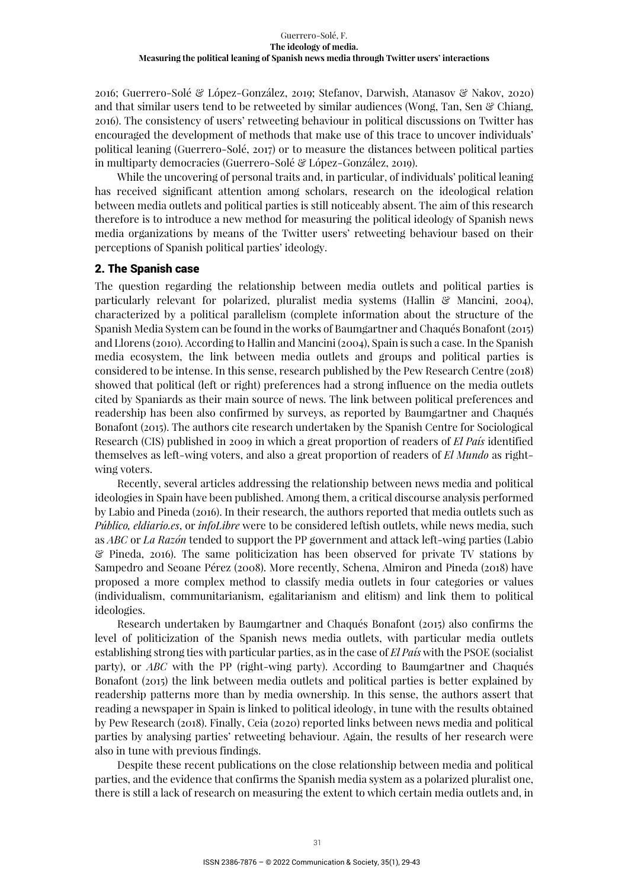2016; Guerrero-Solé & López-González, 2019; Stefanov, Darwish, Atanasov & Nakov, 2020) and that similar users tend to be retweeted by similar audiences (Wong, Tan, Sen & Chiang, 2016). The consistency of users' retweeting behaviour in political discussions on Twitter has encouraged the development of methods that make use of this trace to uncover individuals' political leaning (Guerrero-Solé, 2017) or to measure the distances between political parties in multiparty democracies (Guerrero-Solé & López-González, 2019).

While the uncovering of personal traits and, in particular, of individuals' political leaning has received significant attention among scholars, research on the ideological relation between media outlets and political parties is still noticeably absent. The aim of this research therefore is to introduce a new method for measuring the political ideology of Spanish news media organizations by means of the Twitter users' retweeting behaviour based on their perceptions of Spanish political parties' ideology.

## 2. The Spanish case

The question regarding the relationship between media outlets and political parties is particularly relevant for polarized, pluralist media systems (Hallin & Mancini, 2004), characterized by a political parallelism (complete information about the structure of the Spanish Media System can be found in the works of Baumgartner and Chaqués Bonafont (2015) and Llorens (2010). According to Hallin and Mancini (2004), Spain is such a case. In the Spanish media ecosystem, the link between media outlets and groups and political parties is considered to be intense. In this sense, research published by the Pew Research Centre (2018) showed that political (left or right) preferences had a strong influence on the media outlets cited by Spaniards as their main source of news. The link between political preferences and readership has been also confirmed by surveys, as reported by Baumgartner and Chaqués Bonafont (2015). The authors cite research undertaken by the Spanish Centre for Sociological Research (CIS) published in 2009 in which a great proportion of readers of *El País* identified themselves as left-wing voters, and also a great proportion of readers of *El Mundo* as right-wing voters.

Recently, several articles addressing the relationship between news media and political ideologies in Spain have been published. Among them, a critical discourse analysis performed by Labio and Pineda (2016). In their research, the authors reported that media outlets such as *Público, eldiario.es*, or *infoLibre* were to be considered leftish outlets, while news media, such as *ABC* or *La Razón* tended to support the PP government and attack left-wing parties (Labio & Pineda, 2016). The same politicization has been observed for private TV stations by Sampedro and Seoane Pérez (2008). More recently, Schena, Almiron and Pineda (2018) have proposed a more complex method to classify media outlets in four categories or values (individualism, communitarianism, egalitarianism and elitism) and link them to political ideologies.

Research undertaken by Baumgartner and Chaqués Bonafont (2015) also confirms the level of politicization of the Spanish news media outlets, with particular media outlets establishing strong ties with particular parties, as in the case of *El País* with the PSOE (socialist party), or *ABC* with the PP (right-wing party). According to Baumgartner and Chaqués Bonafont (2015) the link between media outlets and political parties is better explained by readership patterns more than by media ownership. In this sense, the authors assert that reading a newspaper in Spain is linked to political ideology, in tune with the results obtained by Pew Research (2018). Finally, Ceia (2020) reported links between news media and political parties by analysing parties' retweeting behaviour. Again, the results of her research were also in tune with previous findings.

Despite these recent publications on the close relationship between media and political parties, and the evidence that confirms the Spanish media system as a polarized pluralist one, there is still a lack of research on measuring the extent to which certain media outlets and, in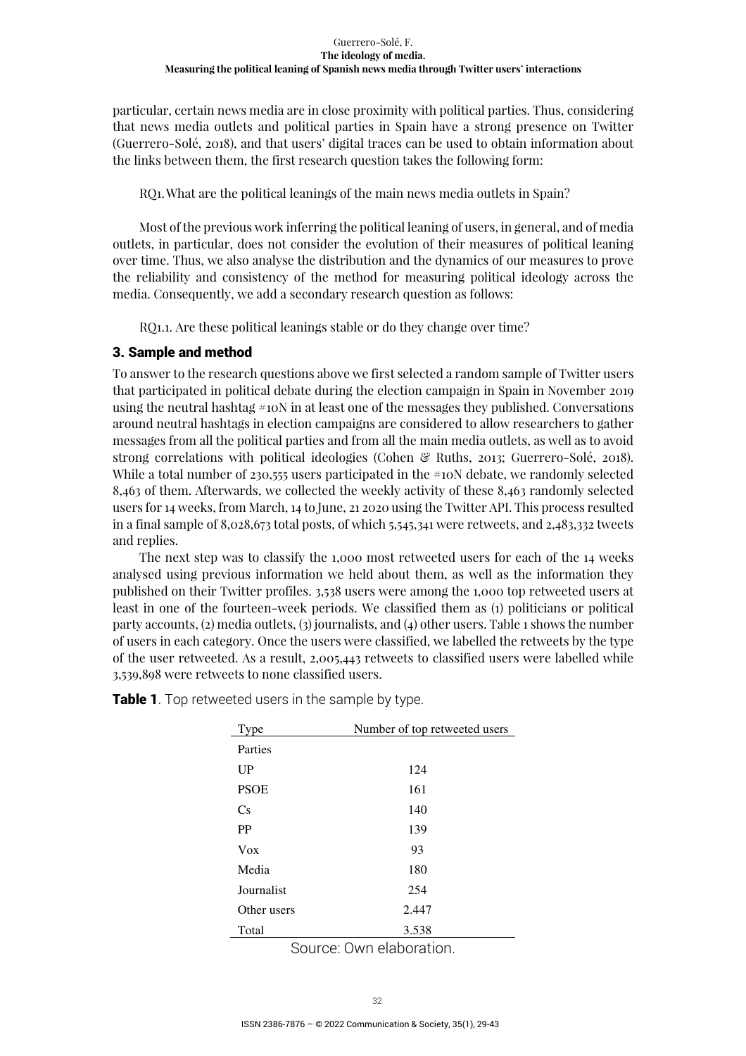particular, certain news media are in close proximity with political parties. Thus, considering that news media outlets and political parties in Spain have a strong presence on Twitter (Guerrero-Solé, 2018), and that users' digital traces can be used to obtain information about the links between them, the first research question takes the following form:

RQ1. What are the political leanings of the main news media outlets in Spain?

Most of the previous work inferring the political leaning of users, in general, and of media outlets, in particular, does not consider the evolution of their measures of political leaning over time. Thus, we also analyse the distribution and the dynamics of our measures to prove the reliability and consistency of the method for measuring political ideology across the media. Consequently, we add a secondary research question as follows:

RQ1.1. Are these political leanings stable or do they change over time?

## 3. Sample and method

To answer to the research questions above we first selected a random sample of Twitter users that participated in political debate during the election campaign in Spain in November 2019 using the neutral hashtag #10N in at least one of the messages they published. Conversations around neutral hashtags in election campaigns are considered to allow researchers to gather messages from all the political parties and from all the main media outlets, as well as to avoid strong correlations with political ideologies (Cohen & Ruths, 2013; Guerrero-Solé, 2018). While a total number of 230,555 users participated in the #10N debate, we randomly selected 8,463 of them. Afterwards, we collected the weekly activity of these 8,463 randomly selected users for 14 weeks, from March, 14 to June, 21 2020 using the Twitter API. This process resulted in a final sample of 8,028,673 total posts, of which 5,545,341 were retweets, and 2,483,332 tweets and replies.

The next step was to classify the 1,000 most retweeted users for each of the 14 weeks analysed using previous information we held about them, as well as the information they published on their Twitter profiles. 3,538 users were among the 1,000 top retweeted users at least in one of the fourteen-week periods. We classified them as (1) politicians or political party accounts, (2) media outlets, (3) journalists, and (4) other users. Table 1 shows the number of users in each category. Once the users were classified, we labelled the retweets by the type of the user retweeted. As a result, 2,005,443 retweets to classified users were labelled while 3,539,898 were retweets to none classified users.

**Table 1**. Top retweeted users in the sample by type.

| Type | Number of top retweeted users |
|---|---|
| Parties | |
| UP | 124 |
| PSOE | 161 |
| Cs | 140 |
| PP | 139 |
| Vox | 93 |
| Media | 180 |
| Journalist | 254 |
| Other users | 2.447 |
| Total | 3.538 |

Source: Own elaboration.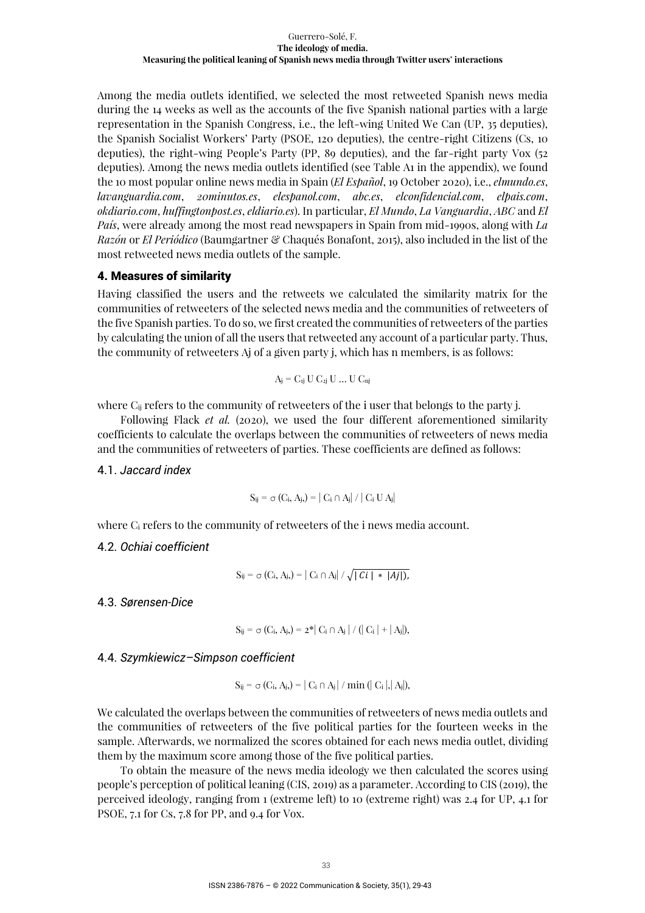Among the media outlets identified, we selected the most retweeted Spanish news media during the 14 weeks as well as the accounts of the five Spanish national parties with a large representation in the Spanish Congress, i.e., the left-wing United We Can (UP, 35 deputies), the Spanish Socialist Workers' Party (PSOE, 120 deputies), the centre-right Citizens (Cs, 10 deputies), the right-wing People's Party (PP, 89 deputies), and the far-right party Vox (52 deputies). Among the news media outlets identified (see Table A1 in the appendix), we found the 10 most popular online news media in Spain (*El Español*, 19 October 2020), i.e., *elmundo.es*, *lavanguardia.com*, *20minutos.es*, *elespanol.com*, *abc.es*, *elconfidencial.com*, *elpais.com*, *okdiario.com*, *huffingtonpost.es*, *eldiario.es*). In particular, *El Mundo*, *La Vanguardia*, *ABC* and *El País*, were already among the most read newspapers in Spain from mid-1990s, along with *La Razón* or *El Periódico* (Baumgartner & Chaqués Bonafont, 2015), also included in the list of the most retweeted news media outlets of the sample.

## 4. Measures of similarity

Having classified the users and the retweets we calculated the similarity matrix for the communities of retweeters of the selected news media and the communities of retweeters of the five Spanish parties. To do so, we first created the communities of retweeters of the parties by calculating the union of all the users that retweeted any account of a particular party. Thus, the community of retweeters Aj of a given party j, which has n members, is as follows:

$$A_j = C_{1j} \cup C_{2j} \cup \ldots \cup C_{nj}$$

where $C_{ij}$ refers to the community of retweeters of the i user that belongs to the party j.

Following Flack *et al.* (2020), we used the four different aforementioned similarity coefficients to calculate the overlaps between the communities of retweeters of news media and the communities of retweeters of parties. These coefficients are defined as follows:

### 4.1. *Jaccard index*

$$S_{ij} = \sigma(C_i, A_j) = |C_i \cap A_j| \,/\, |C_i \cup A_j|$$

where $C_i$ refers to the community of retweeters of the i news media account.

### 4.2. *Ochiai coefficient*

$$S_{ij} = \sigma(C_i, A_j) = |C_i \cap A_j| \,/\, \sqrt{|C_i| * |A_j|},$$

### 4.3. *Sørensen-Dice*

$$S_{ij} = \sigma(C_i, A_j) = 2 * |C_i \cap A_j| \,/\, (|C_i| + |A_j|),$$

### 4.4. *Szymkiewicz–Simpson coefficient*

$$S_{ij} = \sigma(C_i, A_j) = |C_i \cap A_j| \,/\, \min(|C_i|, |A_j|),$$

We calculated the overlaps between the communities of retweeters of news media outlets and the communities of retweeters of the five political parties for the fourteen weeks in the sample. Afterwards, we normalized the scores obtained for each news media outlet, dividing them by the maximum score among those of the five political parties.

To obtain the measure of the news media ideology we then calculated the scores using people's perception of political leaning (CIS, 2019) as a parameter. According to CIS (2019), the perceived ideology, ranging from 1 (extreme left) to 10 (extreme right) was 2.4 for UP, 4.1 for PSOE, 7.1 for Cs, 7.8 for PP, and 9.4 for Vox.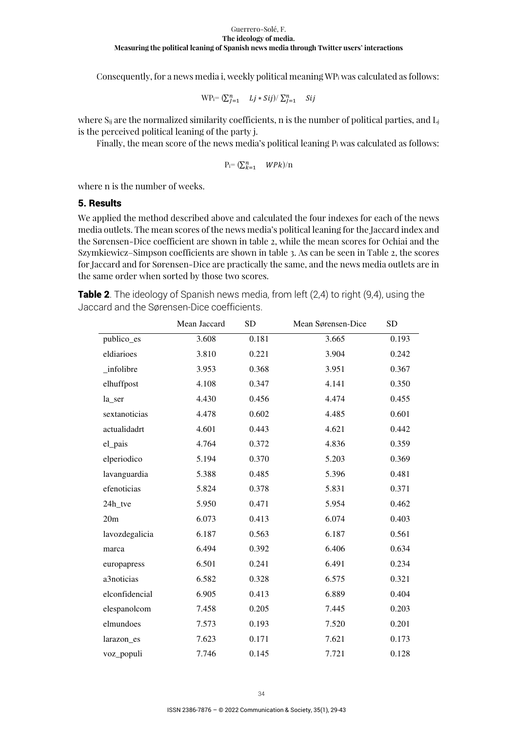Consequently, for a news media i, weekly political meaning $WP_i$ was calculated as follows:

$$WP_i = \left(\sum_{j=1}^{n} Lj * Sij\right) / \sum_{j=1}^{n} Sij$$

where $S_{ij}$ are the normalized similarity coefficients, n is the number of political parties, and $L_j$ is the perceived political leaning of the party j.

Finally, the mean score of the news media's political leaning $P_i$ was calculated as follows:

$$P_i = \left(\sum_{k=1}^{n} WPk\right)/n$$

where n is the number of weeks.

## 5. Results

We applied the method described above and calculated the four indexes for each of the news media outlets. The mean scores of the news media's political leaning for the Jaccard index and the Sørensen-Dice coefficient are shown in table 2, while the mean scores for Ochiai and the Szymkiewicz–Simpson coefficients are shown in table 3. As can be seen in Table 2, the scores for Jaccard and for Sørensen–Dice are practically the same, and the news media outlets are in the same order when sorted by those two scores.

**Table 2**. The ideology of Spanish news media, from left (2,4) to right (9,4), using the Jaccard and the Sørensen-Dice coefficients.

| | Mean Jaccard | SD | Mean Sørensen-Dice | SD |
|---|---|---|---|---|
| publico_es | 3.608 | 0.181 | 3.665 | 0.193 |
| eldiarioes | 3.810 | 0.221 | 3.904 | 0.242 |
| _infolibre | 3.953 | 0.368 | 3.951 | 0.367 |
| elhuffpost | 4.108 | 0.347 | 4.141 | 0.350 |
| la_ser | 4.430 | 0.456 | 4.474 | 0.455 |
| sextanoticias | 4.478 | 0.602 | 4.485 | 0.601 |
| actualidadrt | 4.601 | 0.443 | 4.621 | 0.442 |
| el_pais | 4.764 | 0.372 | 4.836 | 0.359 |
| elperiodico | 5.194 | 0.370 | 5.203 | 0.369 |
| lavanguardia | 5.388 | 0.485 | 5.396 | 0.481 |
| efenoticias | 5.824 | 0.378 | 5.831 | 0.371 |
| 24h_tve | 5.950 | 0.471 | 5.954 | 0.462 |
| 20m | 6.073 | 0.413 | 6.074 | 0.403 |
| lavozdegalicia | 6.187 | 0.563 | 6.187 | 0.561 |
| marca | 6.494 | 0.392 | 6.406 | 0.634 |
| europapress | 6.501 | 0.241 | 6.491 | 0.234 |
| a3noticias | 6.582 | 0.328 | 6.575 | 0.321 |
| elconfidencial | 6.905 | 0.413 | 6.889 | 0.404 |
| elespanolcom | 7.458 | 0.205 | 7.445 | 0.203 |
| elmundoes | 7.573 | 0.193 | 7.520 | 0.201 |
| larazon_es | 7.623 | 0.171 | 7.621 | 0.173 |
| voz_populi | 7.746 | 0.145 | 7.721 | 0.128 |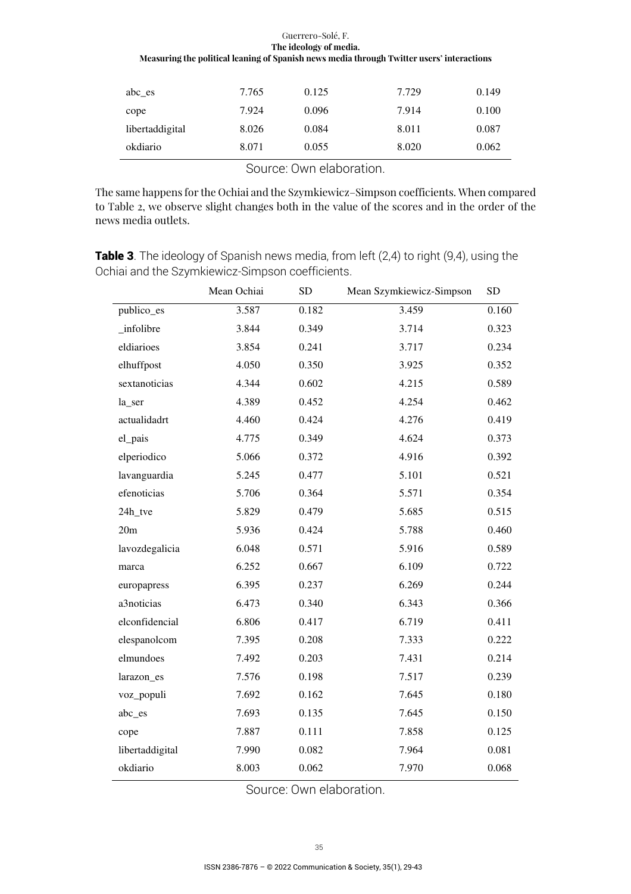| abc_es | 7.765 | 0.125 | 7.729 | 0.149 |
|---|---|---|---|---|
| cope | 7.924 | 0.096 | 7.914 | 0.100 |
| libertaddigital | 8.026 | 0.084 | 8.011 | 0.087 |
| okdiario | 8.071 | 0.055 | 8.020 | 0.062 |

Source: Own elaboration.

The same happens for the Ochiai and the Szymkiewicz–Simpson coefficients. When compared to Table 2, we observe slight changes both in the value of the scores and in the order of the news media outlets.

**Table 3**. The ideology of Spanish news media, from left (2,4) to right (9,4), using the Ochiai and the Szymkiewicz-Simpson coefficients.

| | Mean Ochiai | SD | Mean Szymkiewicz-Simpson | SD |
|---|---|---|---|---|
| publico_es | 3.587 | 0.182 | 3.459 | 0.160 |
| _infolibre | 3.844 | 0.349 | 3.714 | 0.323 |
| eldiarioes | 3.854 | 0.241 | 3.717 | 0.234 |
| elhuffpost | 4.050 | 0.350 | 3.925 | 0.352 |
| sextanoticias | 4.344 | 0.602 | 4.215 | 0.589 |
| la_ser | 4.389 | 0.452 | 4.254 | 0.462 |
| actualidadrt | 4.460 | 0.424 | 4.276 | 0.419 |
| el_pais | 4.775 | 0.349 | 4.624 | 0.373 |
| elperiodico | 5.066 | 0.372 | 4.916 | 0.392 |
| lavanguardia | 5.245 | 0.477 | 5.101 | 0.521 |
| efenoticias | 5.706 | 0.364 | 5.571 | 0.354 |
| 24h_tve | 5.829 | 0.479 | 5.685 | 0.515 |
| 20m | 5.936 | 0.424 | 5.788 | 0.460 |
| lavozdegalicia | 6.048 | 0.571 | 5.916 | 0.589 |
| marca | 6.252 | 0.667 | 6.109 | 0.722 |
| europapress | 6.395 | 0.237 | 6.269 | 0.244 |
| a3noticias | 6.473 | 0.340 | 6.343 | 0.366 |
| elconfidencial | 6.806 | 0.417 | 6.719 | 0.411 |
| elespanolcom | 7.395 | 0.208 | 7.333 | 0.222 |
| elmundoes | 7.492 | 0.203 | 7.431 | 0.214 |
| larazon_es | 7.576 | 0.198 | 7.517 | 0.239 |
| voz_populi | 7.692 | 0.162 | 7.645 | 0.180 |
| abc_es | 7.693 | 0.135 | 7.645 | 0.150 |
| cope | 7.887 | 0.111 | 7.858 | 0.125 |
| libertaddigital | 7.990 | 0.082 | 7.964 | 0.081 |
| okdiario | 8.003 | 0.062 | 7.970 | 0.068 |

Source: Own elaboration.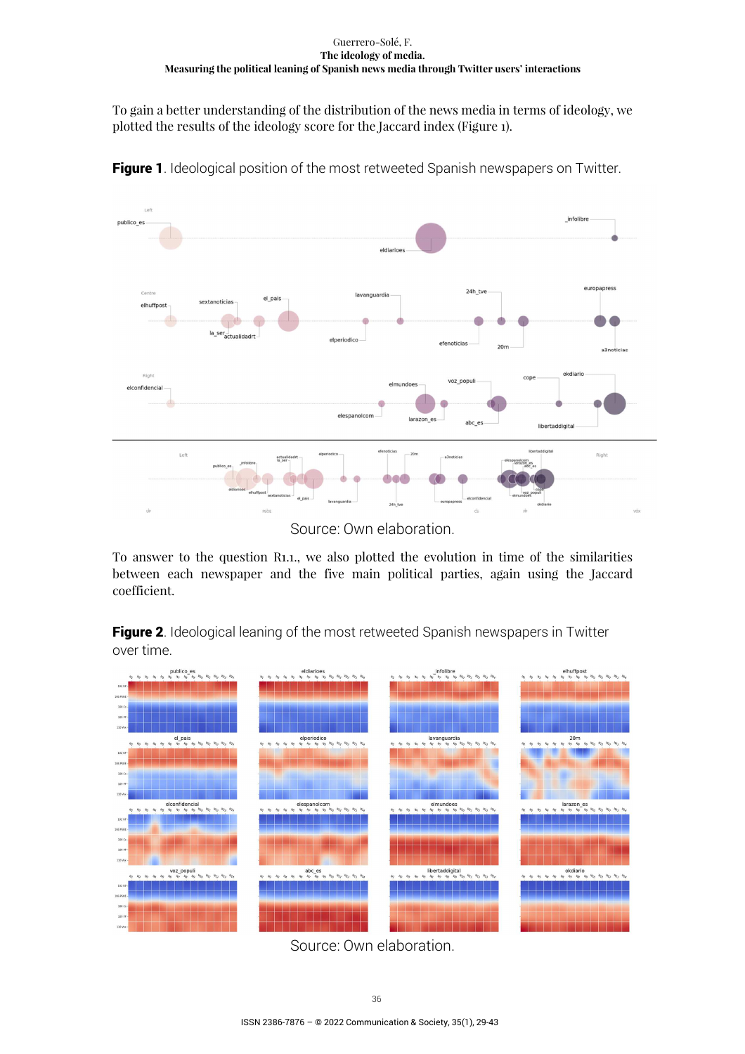To gain a better understanding of the distribution of the news media in terms of ideology, we plotted the results of the ideology score for the Jaccard index (Figure 1).

**Figure 1**. Ideological position of the most retweeted Spanish newspapers on Twitter.

Source: Own elaboration.

To answer to the question R1.1., we also plotted the evolution in time of the similarities between each newspaper and the five main political parties, again using the Jaccard coefficient.

**Figure 2**. Ideological leaning of the most retweeted Spanish newspapers in Twitter over time.

Source: Own elaboration.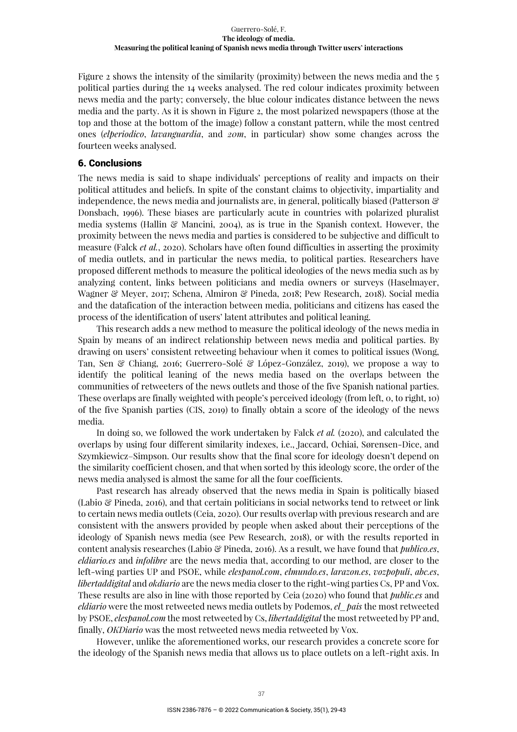Figure 2 shows the intensity of the similarity (proximity) between the news media and the 5 political parties during the 14 weeks analysed. The red colour indicates proximity between news media and the party; conversely, the blue colour indicates distance between the news media and the party. As it is shown in Figure 2, the most polarized newspapers (those at the top and those at the bottom of the image) follow a constant pattern, while the most centred ones (*elperiodico*, *lavanguardia*, and *20m*, in particular) show some changes across the fourteen weeks analysed.

## 6. Conclusions

The news media is said to shape individuals' perceptions of reality and impacts on their political attitudes and beliefs. In spite of the constant claims to objectivity, impartiality and independence, the news media and journalists are, in general, politically biased (Patterson & Donsbach, 1996). These biases are particularly acute in countries with polarized pluralist media systems (Hallin & Mancini, 2004), as is true in the Spanish context. However, the proximity between the news media and parties is considered to be subjective and difficult to measure (Falck *et al.*, 2020). Scholars have often found difficulties in asserting the proximity of media outlets, and in particular the news media, to political parties. Researchers have proposed different methods to measure the political ideologies of the news media such as by analyzing content, links between politicians and media owners or surveys (Haselmayer, Wagner & Meyer, 2017; Schena, Almiron & Pineda, 2018; Pew Research, 2018). Social media and the datafication of the interaction between media, politicians and citizens has eased the process of the identification of users' latent attributes and political leaning.

This research adds a new method to measure the political ideology of the news media in Spain by means of an indirect relationship between news media and political parties. By drawing on users' consistent retweeting behaviour when it comes to political issues (Wong, Tan, Sen & Chiang, 2016; Guerrero-Solé & López-González, 2019), we propose a way to identify the political leaning of the news media based on the overlaps between the communities of retweeters of the news outlets and those of the five Spanish national parties. These overlaps are finally weighted with people's perceived ideology (from left, 0, to right, 10) of the five Spanish parties (CIS, 2019) to finally obtain a score of the ideology of the news media.

In doing so, we followed the work undertaken by Falck *et al.* (2020), and calculated the overlaps by using four different similarity indexes, i.e., Jaccard, Ochiai, Sørensen-Dice, and Szymkiewicz–Simpson. Our results show that the final score for ideology doesn't depend on the similarity coefficient chosen, and that when sorted by this ideology score, the order of the news media analysed is almost the same for all the four coefficients.

Past research has already observed that the news media in Spain is politically biased (Labio & Pineda, 2016), and that certain politicians in social networks tend to retweet or link to certain news media outlets (Ceia, 2020). Our results overlap with previous research and are consistent with the answers provided by people when asked about their perceptions of the ideology of Spanish news media (see Pew Research, 2018), or with the results reported in content analysis researches (Labio & Pineda, 2016). As a result, we have found that *publico.es*, *eldiario.es* and *infolibre* are the news media that, according to our method, are closer to the left-wing parties UP and PSOE, while *elespanol.com*, *elmundo.es*, *larazon.es*, *vozpopuli*, *abc.es*, *libertaddigital* and *okdiario* are the news media closer to the right-wing parties Cs, PP and Vox. These results are also in line with those reported by Ceia (2020) who found that *public.es* and *eldiario* were the most retweeted news media outlets by Podemos, *el_pais* the most retweeted by PSOE, *elespanol.com* the most retweeted by Cs, *libertaddigital* the most retweeted by PP and, finally, *OKDiario* was the most retweeted news media retweeted by Vox.

However, unlike the aforementioned works, our research provides a concrete score for the ideology of the Spanish news media that allows us to place outlets on a left-right axis. In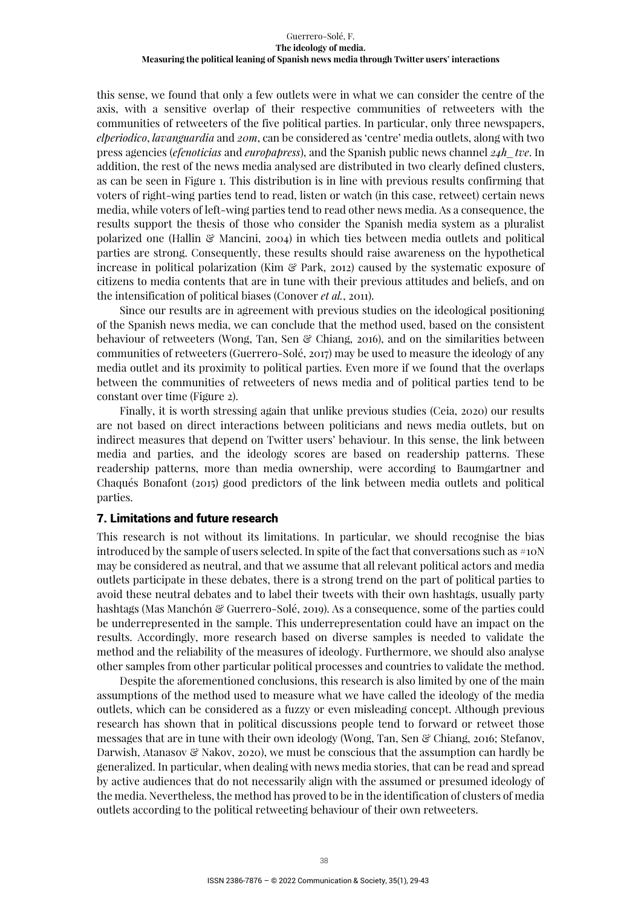this sense, we found that only a few outlets were in what we can consider the centre of the axis, with a sensitive overlap of their respective communities of retweeters with the communities of retweeters of the five political parties. In particular, only three newspapers, *elperiodico*, *lavanguardia* and *20m*, can be considered as 'centre' media outlets, along with two press agencies (*efenoticias* and *europapress*), and the Spanish public news channel *24h_tve*. In addition, the rest of the news media analysed are distributed in two clearly defined clusters, as can be seen in Figure 1. This distribution is in line with previous results confirming that voters of right-wing parties tend to read, listen or watch (in this case, retweet) certain news media, while voters of left-wing parties tend to read other news media. As a consequence, the results support the thesis of those who consider the Spanish media system as a pluralist polarized one (Hallin & Mancini, 2004) in which ties between media outlets and political parties are strong. Consequently, these results should raise awareness on the hypothetical increase in political polarization (Kim & Park, 2012) caused by the systematic exposure of citizens to media contents that are in tune with their previous attitudes and beliefs, and on the intensification of political biases (Conover *et al.*, 2011).

Since our results are in agreement with previous studies on the ideological positioning of the Spanish news media, we can conclude that the method used, based on the consistent behaviour of retweeters (Wong, Tan, Sen & Chiang, 2016), and on the similarities between communities of retweeters (Guerrero-Solé, 2017) may be used to measure the ideology of any media outlet and its proximity to political parties. Even more if we found that the overlaps between the communities of retweeters of news media and of political parties tend to be constant over time (Figure 2).

Finally, it is worth stressing again that unlike previous studies (Ceia, 2020) our results are not based on direct interactions between politicians and news media outlets, but on indirect measures that depend on Twitter users' behaviour. In this sense, the link between media and parties, and the ideology scores are based on readership patterns. These readership patterns, more than media ownership, were according to Baumgartner and Chaqués Bonafont (2015) good predictors of the link between media outlets and political parties.

## 7. Limitations and future research

This research is not without its limitations. In particular, we should recognise the bias introduced by the sample of users selected. In spite of the fact that conversations such as #10N may be considered as neutral, and that we assume that all relevant political actors and media outlets participate in these debates, there is a strong trend on the part of political parties to avoid these neutral debates and to label their tweets with their own hashtags, usually party hashtags (Mas Manchón & Guerrero-Solé, 2019). As a consequence, some of the parties could be underrepresented in the sample. This underrepresentation could have an impact on the results. Accordingly, more research based on diverse samples is needed to validate the method and the reliability of the measures of ideology. Furthermore, we should also analyse other samples from other particular political processes and countries to validate the method.

Despite the aforementioned conclusions, this research is also limited by one of the main assumptions of the method used to measure what we have called the ideology of the media outlets, which can be considered as a fuzzy or even misleading concept. Although previous research has shown that in political discussions people tend to forward or retweet those messages that are in tune with their own ideology (Wong, Tan, Sen & Chiang, 2016; Stefanov, Darwish, Atanasov & Nakov, 2020), we must be conscious that the assumption can hardly be generalized. In particular, when dealing with news media stories, that can be read and spread by active audiences that do not necessarily align with the assumed or presumed ideology of the media. Nevertheless, the method has proved to be in the identification of clusters of media outlets according to the political retweeting behaviour of their own retweeters.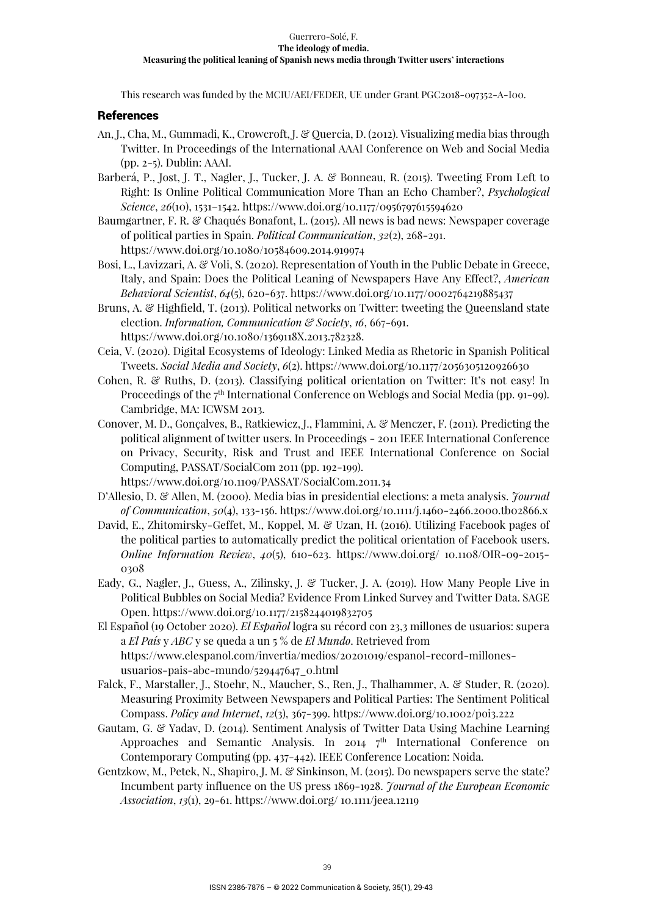This research was funded by the MCIU/AEI/FEDER, UE under Grant PGC2018-097352-A-I00.

## References

An, J., Cha, M., Gummadi, K., Crowcroft, J. & Quercia, D. (2012). Visualizing media bias through Twitter. In Proceedings of the International AAAI Conference on Web and Social Media (pp. 2-5). Dublin: AAAI.

Barberá, P., Jost, J. T., Nagler, J., Tucker, J. A. & Bonneau, R. (2015). Tweeting From Left to Right: Is Online Political Communication More Than an Echo Chamber?, *Psychological Science*, *26*(10), 1531–1542. https://www.doi.org/10.1177/0956797615594620

Baumgartner, F. R. & Chaqués Bonafont, L. (2015). All news is bad news: Newspaper coverage of political parties in Spain. *Political Communication*, *32*(2), 268-291. https://www.doi.org/10.1080/10584609.2014.919974

Bosi, L., Lavizzari, A. & Voli, S. (2020). Representation of Youth in the Public Debate in Greece, Italy, and Spain: Does the Political Leaning of Newspapers Have Any Effect?, *American Behavioral Scientist*, *64*(5), 620-637. https://www.doi.org/10.1177/0002764219885437

Bruns, A. & Highfield, T. (2013). Political networks on Twitter: tweeting the Queensland state election. *Information, Communication & Society*, *16*, 667-691. https://www.doi.org/10.1080/1369118X.2013.782328.

Ceia, V. (2020). Digital Ecosystems of Ideology: Linked Media as Rhetoric in Spanish Political Tweets. *Social Media and Society*, *6*(2). https://www.doi.org/10.1177/2056305120926630

Cohen, R. & Ruths, D. (2013). Classifying political orientation on Twitter: It's not easy! In Proceedings of the 7th International Conference on Weblogs and Social Media (pp. 91-99). Cambridge, MA: ICWSM 2013.

Conover, M. D., Gonçalves, B., Ratkiewicz, J., Flammini, A. & Menczer, F. (2011). Predicting the political alignment of twitter users. In Proceedings - 2011 IEEE International Conference on Privacy, Security, Risk and Trust and IEEE International Conference on Social Computing, PASSAT/SocialCom 2011 (pp. 192-199). https://www.doi.org/10.1109/PASSAT/SocialCom.2011.34

D'Allesio, D. & Allen, M. (2000). Media bias in presidential elections: a meta analysis. *Journal of Communication*, *50*(4), 133-156. https://www.doi.org/10.1111/j.1460-2466.2000.tb02866.x

David, E., Zhitomirsky-Geffet, M., Koppel, M. & Uzan, H. (2016). Utilizing Facebook pages of the political parties to automatically predict the political orientation of Facebook users. *Online Information Review*, *40*(5), 610-623. https://www.doi.org/ 10.1108/OIR-09-2015-0308

Eady, G., Nagler, J., Guess, A., Zilinsky, J. & Tucker, J. A. (2019). How Many People Live in Political Bubbles on Social Media? Evidence From Linked Survey and Twitter Data. SAGE Open. https://www.doi.org/10.1177/2158244019832705

El Español (19 October 2020). *El Español* logra su récord con 23,3 millones de usuarios: supera a *El País* y *ABC* y se queda a un 5 % de *El Mundo*. Retrieved from https://www.elespanol.com/invertia/medios/20201019/espanol-record-millones-usuarios-pais-abc-mundo/529447647_0.html

Falck, F., Marstaller, J., Stoehr, N., Maucher, S., Ren, J., Thalhammer, A. & Studer, R. (2020). Measuring Proximity Between Newspapers and Political Parties: The Sentiment Political Compass. *Policy and Internet*, *12*(3), 367-399. https://www.doi.org/10.1002/poi3.222

Gautam, G. & Yadav, D. (2014). Sentiment Analysis of Twitter Data Using Machine Learning Approaches and Semantic Analysis. In 2014 7th International Conference on Contemporary Computing (pp. 437-442). IEEE Conference Location: Noida.

Gentzkow, M., Petek, N., Shapiro, J. M. & Sinkinson, M. (2015). Do newspapers serve the state? Incumbent party influence on the US press 1869-1928. *Journal of the European Economic Association*, *13*(1), 29-61. https://www.doi.org/ 10.1111/jeea.12119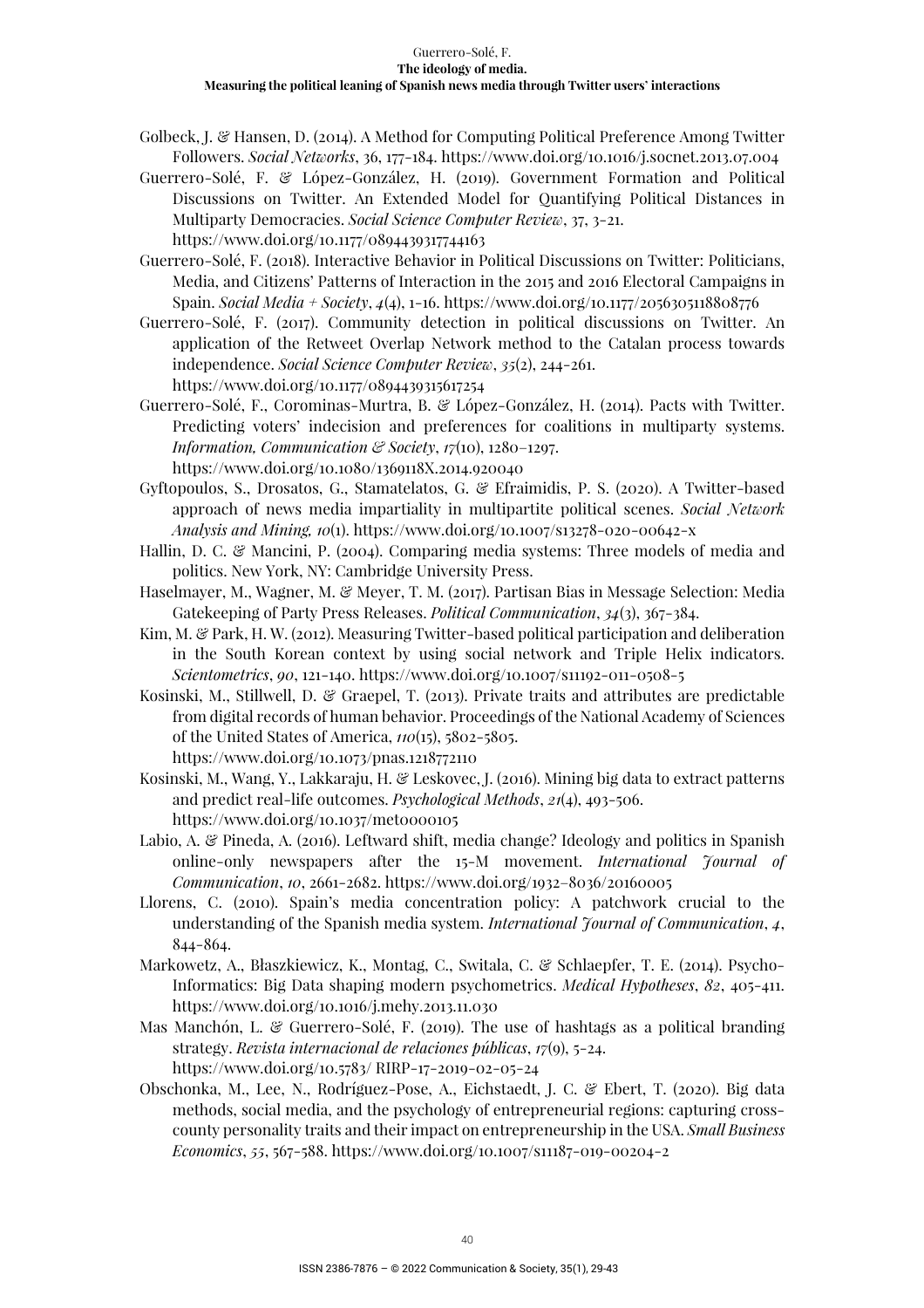Golbeck, J. & Hansen, D. (2014). A Method for Computing Political Preference Among Twitter Followers. *Social Networks*, 36, 177-184. https://www.doi.org/10.1016/j.socnet.2013.07.004

Guerrero-Solé, F. & López-González, H. (2019). Government Formation and Political Discussions on Twitter. An Extended Model for Quantifying Political Distances in Multiparty Democracies. *Social Science Computer Review*, 37, 3-21. https://www.doi.org/10.1177/0894439317744163

Guerrero-Solé, F. (2018). Interactive Behavior in Political Discussions on Twitter: Politicians, Media, and Citizens' Patterns of Interaction in the 2015 and 2016 Electoral Campaigns in Spain. *Social Media + Society*, *4*(4), 1-16. https://www.doi.org/10.1177/2056305118808776

Guerrero-Solé, F. (2017). Community detection in political discussions on Twitter. An application of the Retweet Overlap Network method to the Catalan process towards independence. *Social Science Computer Review*, *35*(2), 244-261. https://www.doi.org/10.1177/0894439315617254

Guerrero-Solé, F., Corominas-Murtra, B. & López-González, H. (2014). Pacts with Twitter. Predicting voters' indecision and preferences for coalitions in multiparty systems. *Information, Communication & Society*, *17*(10), 1280–1297. https://www.doi.org/10.1080/1369118X.2014.920040

Gyftopoulos, S., Drosatos, G., Stamatelatos, G. & Efraimidis, P. S. (2020). A Twitter-based approach of news media impartiality in multipartite political scenes. *Social Network Analysis and Mining, 10*(1). https://www.doi.org/10.1007/s13278-020-00642-x

Hallin, D. C. & Mancini, P. (2004). Comparing media systems: Three models of media and politics. New York, NY: Cambridge University Press.

Haselmayer, M., Wagner, M. & Meyer, T. M. (2017). Partisan Bias in Message Selection: Media Gatekeeping of Party Press Releases. *Political Communication*, *34*(3), 367-384.

Kim, M. & Park, H. W. (2012). Measuring Twitter-based political participation and deliberation in the South Korean context by using social network and Triple Helix indicators. *Scientometrics*, *90*, 121-140. https://www.doi.org/10.1007/s11192-011-0508-5

Kosinski, M., Stillwell, D. & Graepel, T. (2013). Private traits and attributes are predictable from digital records of human behavior. Proceedings of the National Academy of Sciences of the United States of America, *110*(15), 5802-5805. https://www.doi.org/10.1073/pnas.1218772110

Kosinski, M., Wang, Y., Lakkaraju, H. & Leskovec, J. (2016). Mining big data to extract patterns and predict real-life outcomes. *Psychological Methods*, *21*(4), 493-506. https://www.doi.org/10.1037/met0000105

Labio, A. & Pineda, A. (2016). Leftward shift, media change? Ideology and politics in Spanish online-only newspapers after the 15-M movement. *International Journal of Communication*, *10*, 2661-2682. https://www.doi.org/1932–8036/20160005

Llorens, C. (2010). Spain's media concentration policy: A patchwork crucial to the understanding of the Spanish media system. *International Journal of Communication*, *4*, 844-864.

Markowetz, A., Błaszkiewicz, K., Montag, C., Switala, C. & Schlaepfer, T. E. (2014). Psycho-Informatics: Big Data shaping modern psychometrics. *Medical Hypotheses*, *82*, 405-411. https://www.doi.org/10.1016/j.mehy.2013.11.030

Mas Manchón, L. & Guerrero-Solé, F. (2019). The use of hashtags as a political branding strategy. *Revista internacional de relaciones públicas*, *17*(9), 5-24. https://www.doi.org/10.5783/ RIRP-17-2019-02-05-24

Obschonka, M., Lee, N., Rodríguez-Pose, A., Eichstaedt, J. C. & Ebert, T. (2020). Big data methods, social media, and the psychology of entrepreneurial regions: capturing cross-county personality traits and their impact on entrepreneurship in the USA. *Small Business Economics*, *55*, 567-588. https://www.doi.org/10.1007/s11187-019-00204-2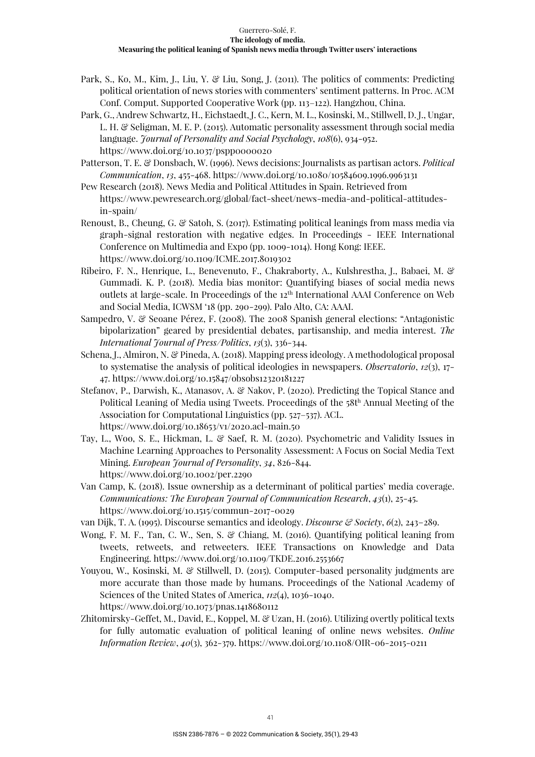Park, S., Ko, M., Kim, J., Liu, Y. & Liu, Song, J. (2011). The politics of comments: Predicting political orientation of news stories with commenters' sentiment patterns. In Proc. ACM Conf. Comput. Supported Cooperative Work (pp. 113–122). Hangzhou, China.

Park, G., Andrew Schwartz, H., Eichstaedt, J. C., Kern, M. L., Kosinski, M., Stillwell, D. J., Ungar, L. H. & Seligman, M. E. P. (2015). Automatic personality assessment through social media language. *Journal of Personality and Social Psychology*, *108*(6), 934-952. https://www.doi.org/10.1037/pspp0000020

Patterson, T. E. & Donsbach, W. (1996). News decisions: Journalists as partisan actors. *Political Communication*, *13*, 455-468. https://www.doi.org/10.1080/10584609.1996.9963131

Pew Research (2018). News Media and Political Attitudes in Spain. Retrieved from https://www.pewresearch.org/global/fact-sheet/news-media-and-political-attitudes-in-spain/

Renoust, B., Cheung, G. & Satoh, S. (2017). Estimating political leanings from mass media via graph-signal restoration with negative edges. In Proceedings - IEEE International Conference on Multimedia and Expo (pp. 1009-1014). Hong Kong: IEEE. https://www.doi.org/10.1109/ICME.2017.8019302

Ribeiro, F. N., Henrique, L., Benevenuto, F., Chakraborty, A., Kulshrestha, J., Babaei, M. & Gummadi. K. P. (2018). Media bias monitor: Quantifying biases of social media news outlets at large-scale. In Proceedings of the 12th International AAAI Conference on Web and Social Media, ICWSM '18 (pp. 290-299). Palo Alto, CA: AAAI.

Sampedro, V. & Seoane Pérez, F. (2008). The 2008 Spanish general elections: "Antagonistic bipolarization" geared by presidential debates, partisanship, and media interest. *The International Journal of Press/Politics*, *13*(3), 336-344.

Schena, J., Almiron, N. & Pineda, A. (2018). Mapping press ideology. A methodological proposal to systematise the analysis of political ideologies in newspapers. *Observatorio*, *12*(3), 17-47. https://www.doi.org/10.15847/obsobs12320181227

Stefanov, P., Darwish, K., Atanasov, A. & Nakov, P. (2020). Predicting the Topical Stance and Political Leaning of Media using Tweets. Proceedings of the 58th Annual Meeting of the Association for Computational Linguistics (pp. 527–537). ACL. https://www.doi.org/10.18653/v1/2020.acl-main.50

Tay, L., Woo, S. E., Hickman, L. & Saef, R. M. (2020). Psychometric and Validity Issues in Machine Learning Approaches to Personality Assessment: A Focus on Social Media Text Mining. *European Journal of Personality*, *34*, 826-844. https://www.doi.org/10.1002/per.2290

Van Camp, K. (2018). Issue ownership as a determinant of political parties' media coverage. *Communications: The European Journal of Communication Research*, *43*(1), 25-45. https://www.doi.org/10.1515/commun-2017-0029

van Dijk, T. A. (1995). Discourse semantics and ideology. *Discourse & Society*, *6*(2), 243–289.

Wong, F. M. F., Tan, C. W., Sen, S. & Chiang, M. (2016). Quantifying political leaning from tweets, retweets, and retweeters. IEEE Transactions on Knowledge and Data Engineering. https://www.doi.org/10.1109/TKDE.2016.2553667

Youyou, W., Kosinski, M. & Stillwell, D. (2015). Computer-based personality judgments are more accurate than those made by humans. Proceedings of the National Academy of Sciences of the United States of America, *112*(4), 1036-1040. https://www.doi.org/10.1073/pnas.1418680112

Zhitomirsky-Geffet, M., David, E., Koppel, M. & Uzan, H. (2016). Utilizing overtly political texts for fully automatic evaluation of political leaning of online news websites. *Online Information Review*, *40*(3), 362-379. https://www.doi.org/10.1108/OIR-06-2015-0211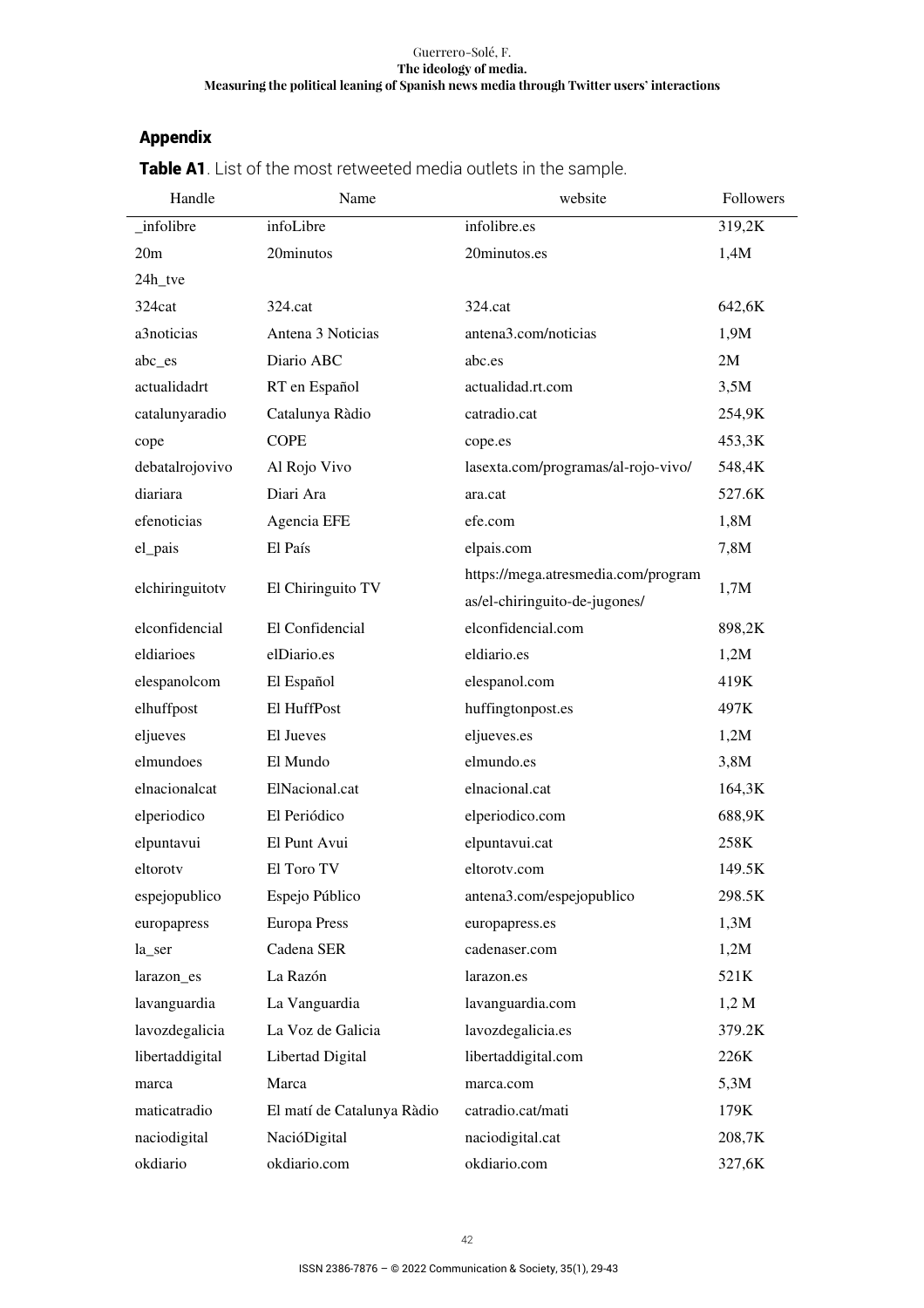## Appendix

**Table A1**. List of the most retweeted media outlets in the sample.

| Handle | Name | website | Followers |
|---|---|---|---|
| _infolibre | infoLibre | infolibre.es | 319,2K |
| 20m | 20minutos | 20minutos.es | 1,4M |
| 24h_tve | | | |
| 324cat | 324.cat | 324.cat | 642,6K |
| a3noticias | Antena 3 Noticias | antena3.com/noticias | 1,9M |
| abc_es | Diario ABC | abc.es | 2M |
| actualidadrt | RT en Español | actualidad.rt.com | 3,5M |
| catalunyaradio | Catalunya Ràdio | catradio.cat | 254,9K |
| cope | COPE | cope.es | 453,3K |
| debatalrojovivo | Al Rojo Vivo | lasexta.com/programas/al-rojo-vivo/ | 548,4K |
| diariara | Diari Ara | ara.cat | 527.6K |
| efenoticias | Agencia EFE | efe.com | 1,8M |
| el_pais | El País | elpais.com | 7,8M |
| elchiringuitotv | El Chiringuito TV | https://mega.atresmedia.com/programas/el-chiringuito-de-jugones/ | 1,7M |
| elconfidencial | El Confidencial | elconfidencial.com | 898,2K |
| eldiarioes | elDiario.es | eldiario.es | 1,2M |
| elespanolcom | El Español | elespanol.com | 419K |
| elhuffpost | El HuffPost | huffingtonpost.es | 497K |
| eljueves | El Jueves | eljueves.es | 1,2M |
| elmundoes | El Mundo | elmundo.es | 3,8M |
| elnacionalcat | ElNacional.cat | elnacional.cat | 164,3K |
| elperiodico | El Periódico | elperiodico.com | 688,9K |
| elpuntavui | El Punt Avui | elpuntavui.cat | 258K |
| eltorotv | El Toro TV | eltorotv.com | 149.5K |
| espejopublico | Espejo Público | antena3.com/espejopublico | 298.5K |
| europapress | Europa Press | europapress.es | 1,3M |
| la_ser | Cadena SER | cadenaser.com | 1,2M |
| larazon_es | La Razón | larazon.es | 521K |
| lavanguardia | La Vanguardia | lavanguardia.com | 1,2 M |
| lavozdegalicia | La Voz de Galicia | lavozdegalicia.es | 379.2K |
| libertaddigital | Libertad Digital | libertaddigital.com | 226K |
| marca | Marca | marca.com | 5,3M |
| maticatradio | El matí de Catalunya Ràdio | catradio.cat/mati | 179K |
| naciodigital | NacióDigital | naciodigital.cat | 208,7K |
| okdiario | okdiario.com | okdiario.com | 327,6K |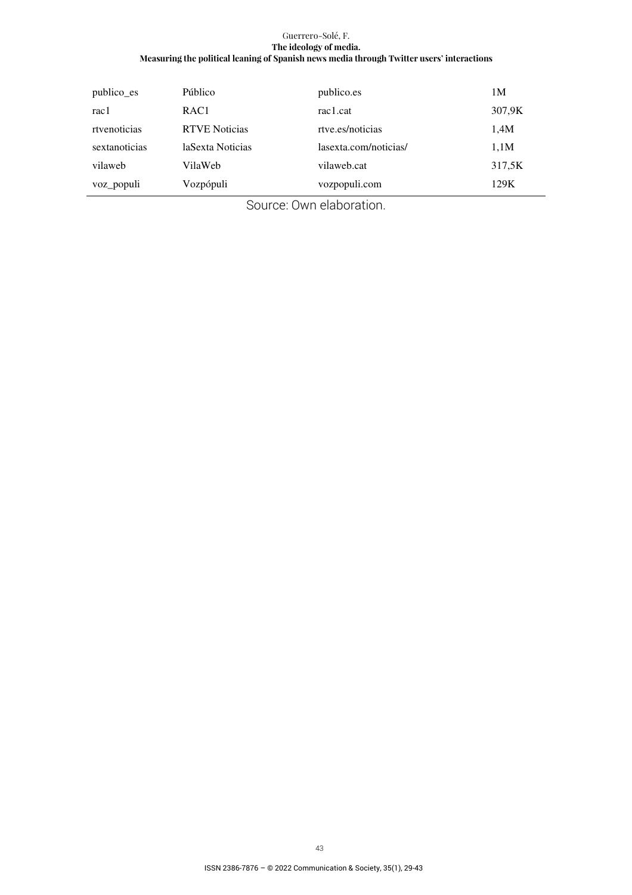| | | | |
|---|---|---|---|
| publico_es | Público | publico.es | 1M |
| rac1 | RAC1 | rac1.cat | 307,9K |
| rtvenoticias | RTVE Noticias | rtve.es/noticias | 1,4M |
| sextanoticias | laSexta Noticias | lasexta.com/noticias/ | 1,1M |
| vilaweb | VilaWeb | vilaweb.cat | 317,5K |
| voz_populi | Vozpópuli | vozpopuli.com | 129K |

Source: Own elaboration.